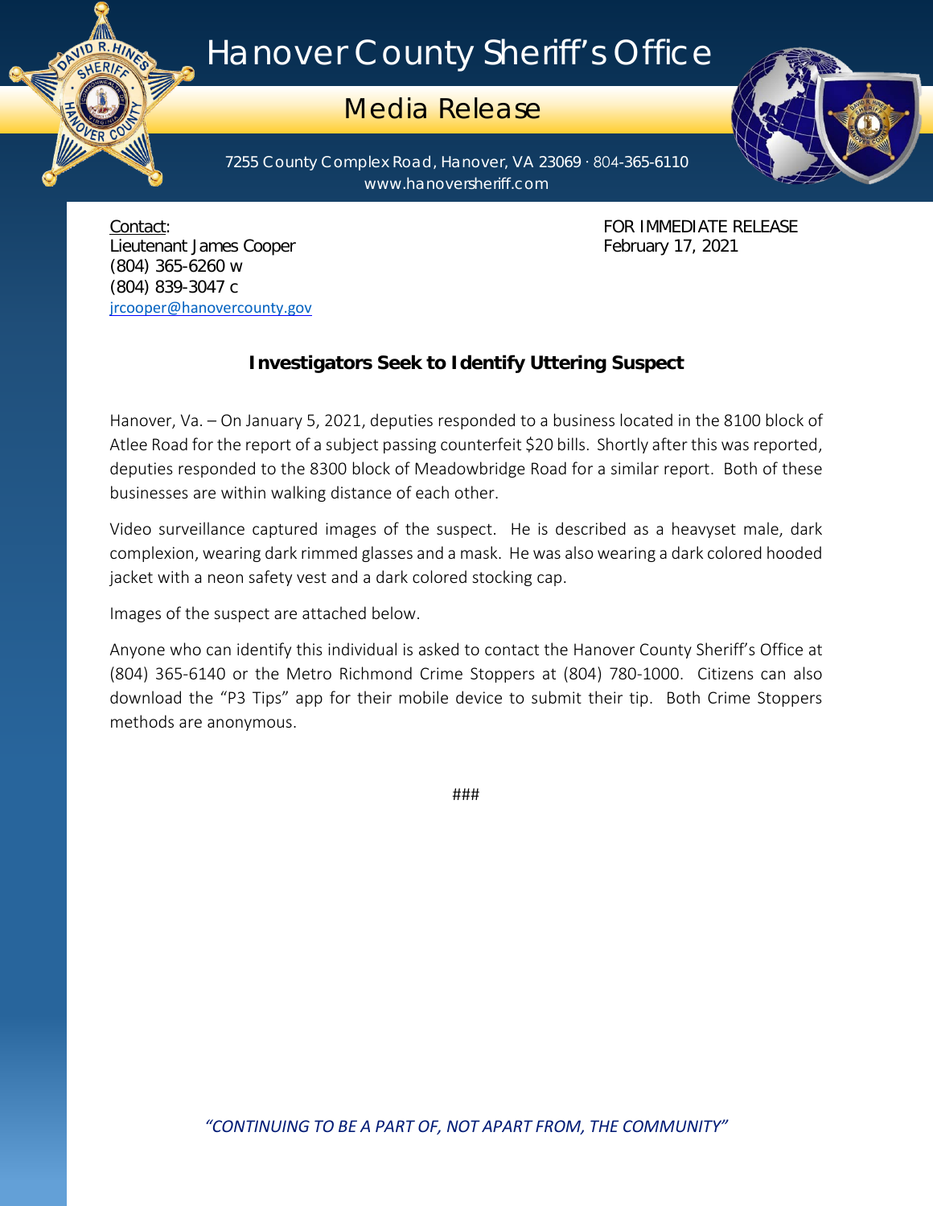# Hanover County Sheriff's Office

## Media Release

7255 County Complex Road, Hanover, VA 23069 · 804-365-6110
www.hanoversheriff.com

Contact:
Lieutenant James Cooper
(804) 365-6260 w
(804) 839-3047 c
jrcooper@hanovercounty.gov

FOR IMMEDIATE RELEASE
February 17, 2021

**Investigators Seek to Identify Uttering Suspect**

Hanover, Va. – On January 5, 2021, deputies responded to a business located in the 8100 block of Atlee Road for the report of a subject passing counterfeit $20 bills. Shortly after this was reported, deputies responded to the 8300 block of Meadowbridge Road for a similar report. Both of these businesses are within walking distance of each other.

Video surveillance captured images of the suspect. He is described as a heavyset male, dark complexion, wearing dark rimmed glasses and a mask. He was also wearing a dark colored hooded jacket with a neon safety vest and a dark colored stocking cap.

Images of the suspect are attached below.

Anyone who can identify this individual is asked to contact the Hanover County Sheriff's Office at (804) 365-6140 or the Metro Richmond Crime Stoppers at (804) 780-1000. Citizens can also download the "P3 Tips" app for their mobile device to submit their tip. Both Crime Stoppers methods are anonymous.

###

*"CONTINUING TO BE A PART OF, NOT APART FROM, THE COMMUNITY"*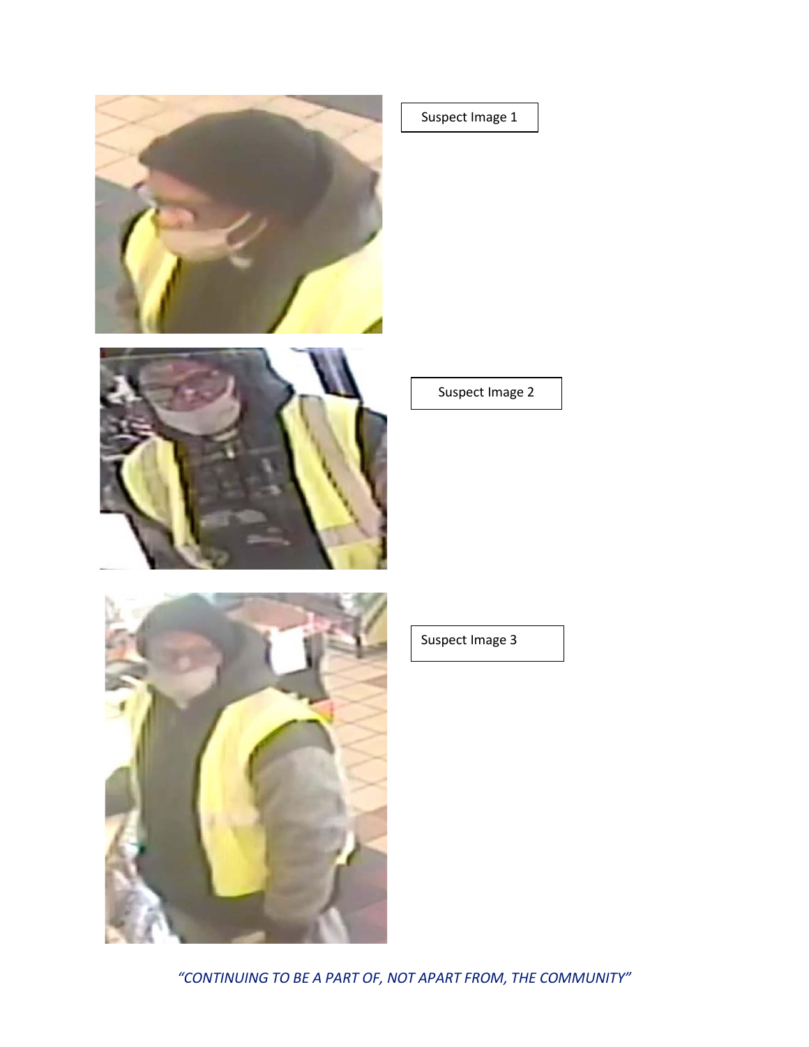Suspect Image 1

Suspect Image 2

Suspect Image 3

*"CONTINUING TO BE A PART OF, NOT APART FROM, THE COMMUNITY"*